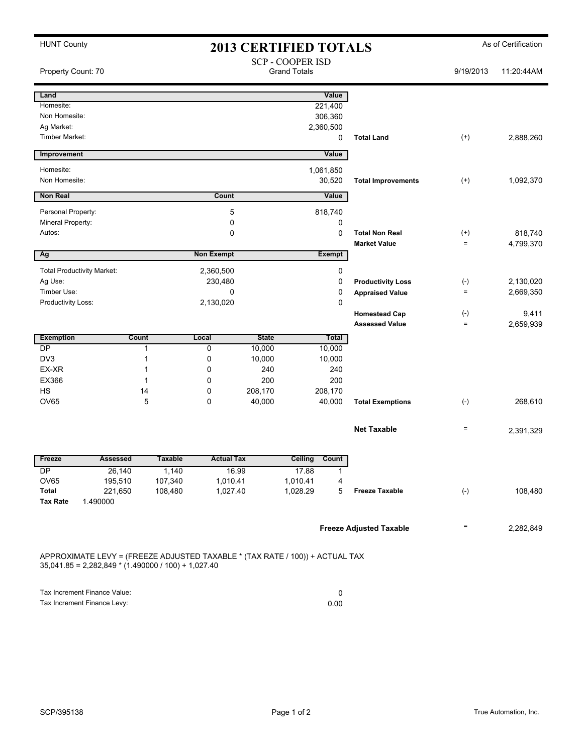HUNT County

# 2013 CERTIFIED TOTALS

As of Certification

SCP - COOPER ISD
Grand Totals

Property Count: 70 | 9/19/2013 | 11:20:44AM

| Land | | | Value | | | |
|---|---|---|---|---|---|---|
| Homesite: | | | 221,400 | | | |
| Non Homesite: | | | 306,360 | | | |
| Ag Market: | | | 2,360,500 | | | |
| Timber Market: | | | 0 | **Total Land** | (+) | 2,888,260 |

| Improvement | | | Value | | | |
|---|---|---|---|---|---|---|
| Homesite: | | | 1,061,850 | | | |
| Non Homesite: | | | 30,520 | **Total Improvements** | (+) | 1,092,370 |

| Non Real | Count | Value | | | |
|---|---|---|---|---|---|
| Personal Property: | 5 | 818,740 | | | |
| Mineral Property: | 0 | 0 | | | |
| Autos: | 0 | 0 | **Total Non Real** | (+) | 818,740 |
| | | | **Market Value** | = | 4,799,370 |

| Ag | Non Exempt | Exempt | | | |
|---|---|---|---|---|---|
| Total Productivity Market: | 2,360,500 | 0 | | | |
| Ag Use: | 230,480 | 0 | **Productivity Loss** | (-) | 2,130,020 |
| Timber Use: | 0 | 0 | **Appraised Value** | = | 2,669,350 |
| Productivity Loss: | 2,130,020 | 0 | | | |
| | | | **Homestead Cap** | (-) | 9,411 |
| | | | **Assessed Value** | = | 2,659,939 |

| Exemption | Count | Local | State | Total | | | |
|---|---|---|---|---|---|---|---|
| DP | 1 | 0 | 10,000 | 10,000 | | | |
| DV3 | 1 | 0 | 10,000 | 10,000 | | | |
| EX-XR | 1 | 0 | 240 | 240 | | | |
| EX366 | 1 | 0 | 200 | 200 | | | |
| HS | 14 | 0 | 208,170 | 208,170 | | | |
| OV65 | 5 | 0 | 40,000 | 40,000 | **Total Exemptions** | (-) | 268,610 |
| | | | | | **Net Taxable** | = | 2,391,329 |

| Freeze | Assessed | Taxable | Actual Tax | Ceiling | Count | | | |
|---|---|---|---|---|---|---|---|---|
| DP | 26,140 | 1,140 | 16.99 | 17.88 | 1 | | | |
| OV65 | 195,510 | 107,340 | 1,010.41 | 1,010.41 | 4 | | | |
| **Total** | 221,650 | 108,480 | 1,027.40 | 1,028.29 | 5 | **Freeze Taxable** | (-) | 108,480 |
| **Tax Rate** | 1.490000 | | | | | | | |
| | | | | | | **Freeze Adjusted Taxable** | = | 2,282,849 |

APPROXIMATE LEVY = (FREEZE ADJUSTED TAXABLE * (TAX RATE / 100)) + ACTUAL TAX
35,041.85 = 2,282,849 * (1.490000 / 100) + 1,027.40

| | |
|---|---|
| Tax Increment Finance Value: | 0 |
| Tax Increment Finance Levy: | 0.00 |

SCP/395138

True Automation, Inc.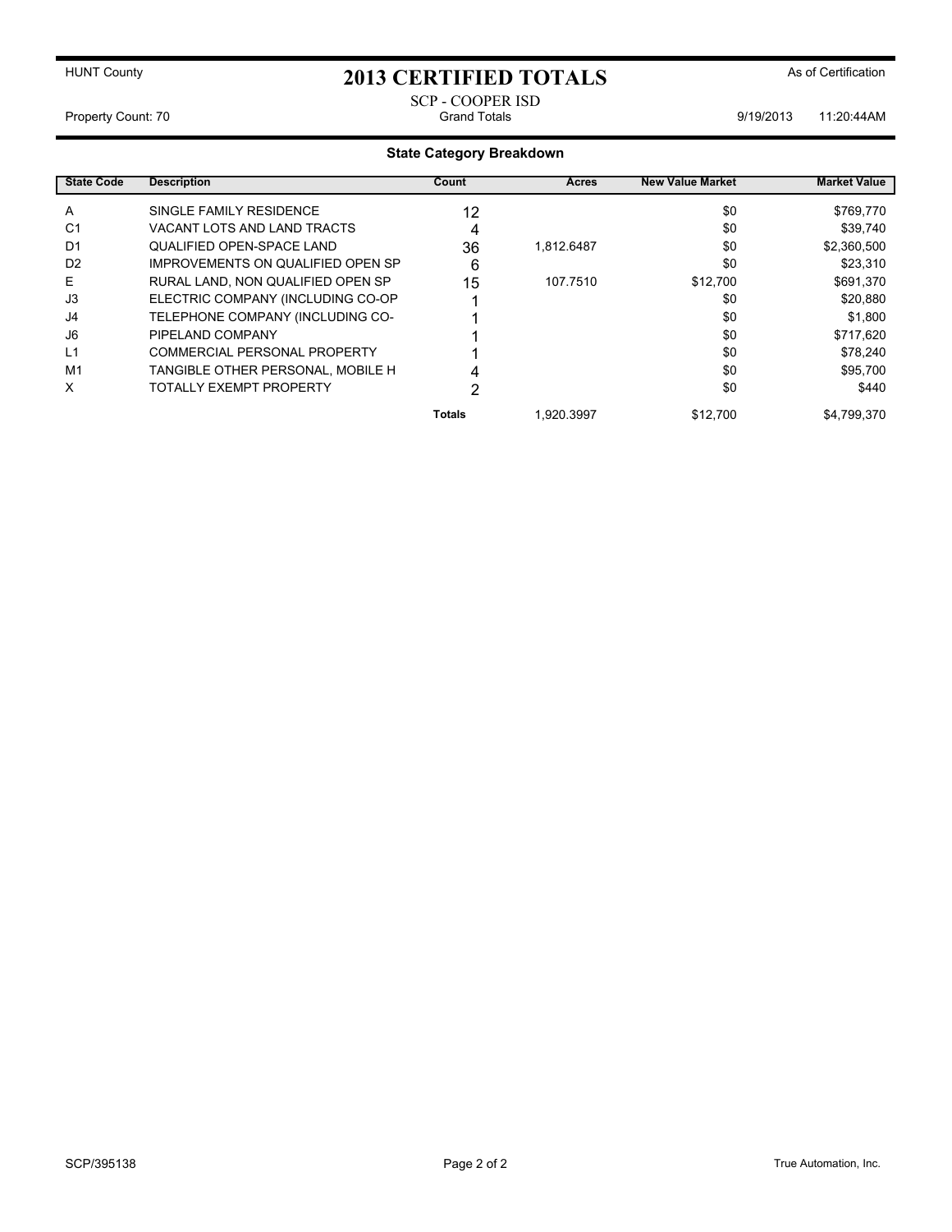HUNT County

# 2013 CERTIFIED TOTALS

As of Certification

SCP - COOPER ISD

Property Count: 70 | Grand Totals | 9/19/2013 11:20:44AM

## State Category Breakdown

| State Code | Description | Count | Acres | New Value Market | Market Value |
|---|---|---|---|---|---|
| A | SINGLE FAMILY RESIDENCE | 12 | | $0 | $769,770 |
| C1 | VACANT LOTS AND LAND TRACTS | 4 | | $0 | $39,740 |
| D1 | QUALIFIED OPEN-SPACE LAND | 36 | 1,812.6487 | $0 | $2,360,500 |
| D2 | IMPROVEMENTS ON QUALIFIED OPEN SP | 6 | | $0 | $23,310 |
| E | RURAL LAND, NON QUALIFIED OPEN SP | 15 | 107.7510 | $12,700 | $691,370 |
| J3 | ELECTRIC COMPANY (INCLUDING CO-OP | 1 | | $0 | $20,880 |
| J4 | TELEPHONE COMPANY (INCLUDING CO- | 1 | | $0 | $1,800 |
| J6 | PIPELAND COMPANY | 1 | | $0 | $717,620 |
| L1 | COMMERCIAL PERSONAL PROPERTY | 1 | | $0 | $78,240 |
| M1 | TANGIBLE OTHER PERSONAL, MOBILE H | 4 | | $0 | $95,700 |
| X | TOTALLY EXEMPT PROPERTY | 2 | | $0 | $440 |
| | | Totals | 1,920.3997 | $12,700 | $4,799,370 |

SCP/395138

True Automation, Inc.